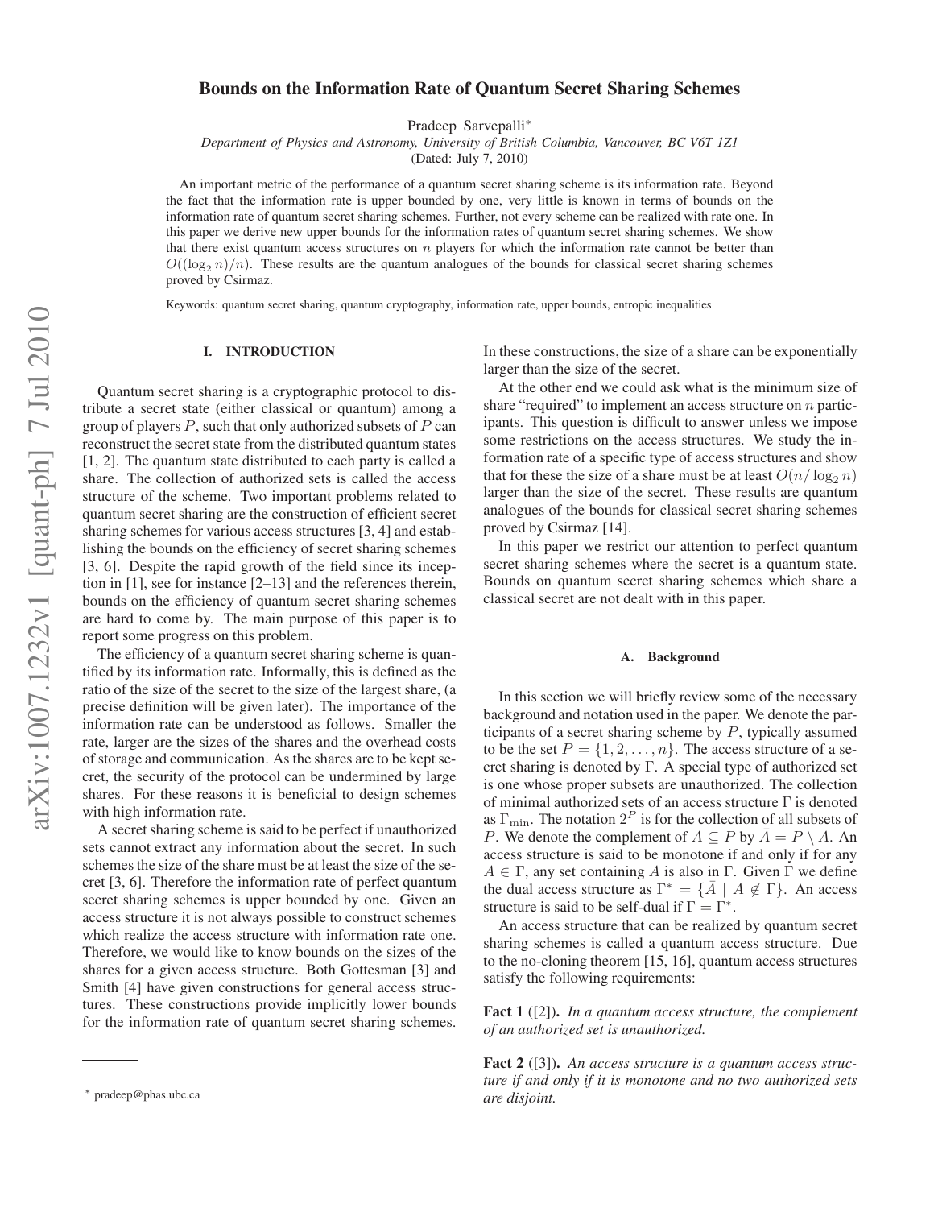# Bounds on the Information Rate of Quantum Secret Sharing Schemes

Pradeep Sarvepalli*

*Department of Physics and Astronomy, University of British Columbia, Vancouver, BC V6T 1Z1*

(Dated: July 7, 2010)

An important metric of the performance of a quantum secret sharing scheme is its information rate. Beyond the fact that the information rate is upper bounded by one, very little is known in terms of bounds on the information rate of quantum secret sharing schemes. Further, not every scheme can be realized with rate one. In this paper we derive new upper bounds for the information rates of quantum secret sharing schemes. We show that there exist quantum access structures on $n$ players for which the information rate cannot be better than $O((\log_2 n)/n)$. These results are the quantum analogues of the bounds for classical secret sharing schemes proved by Csirmaz.

Keywords: quantum secret sharing, quantum cryptography, information rate, upper bounds, entropic inequalities

## I. INTRODUCTION

Quantum secret sharing is a cryptographic protocol to distribute a secret state (either classical or quantum) among a group of players $P$, such that only authorized subsets of $P$ can reconstruct the secret state from the distributed quantum states [1, 2]. The quantum state distributed to each party is called a share. The collection of authorized sets is called the access structure of the scheme. Two important problems related to quantum secret sharing are the construction of efficient secret sharing schemes for various access structures [3, 4] and establishing the bounds on the efficiency of secret sharing schemes [3, 6]. Despite the rapid growth of the field since its inception in [1], see for instance [2–13] and the references therein, bounds on the efficiency of quantum secret sharing schemes are hard to come by. The main purpose of this paper is to report some progress on this problem.

The efficiency of a quantum secret sharing scheme is quantified by its information rate. Informally, this is defined as the ratio of the size of the secret to the size of the largest share, (a precise definition will be given later). The importance of the information rate can be understood as follows. Smaller the rate, larger are the sizes of the shares and the overhead costs of storage and communication. As the shares are to be kept secret, the security of the protocol can be undermined by large shares. For these reasons it is beneficial to design schemes with high information rate.

A secret sharing scheme is said to be perfect if unauthorized sets cannot extract any information about the secret. In such schemes the size of the share must be at least the size of the secret [3, 6]. Therefore the information rate of perfect quantum secret sharing schemes is upper bounded by one. Given an access structure it is not always possible to construct schemes which realize the access structure with information rate one. Therefore, we would like to know bounds on the sizes of the shares for a given access structure. Both Gottesman [3] and Smith [4] have given constructions for general access structures. These constructions provide implicitly lower bounds for the information rate of quantum secret sharing schemes. In these constructions, the size of a share can be exponentially larger than the size of the secret.

At the other end we could ask what is the minimum size of share "required" to implement an access structure on $n$ participants. This question is difficult to answer unless we impose some restrictions on the access structures. We study the information rate of a specific type of access structures and show that for these the size of a share must be at least $O(n/\log_2 n)$ larger than the size of the secret. These results are quantum analogues of the bounds for classical secret sharing schemes proved by Csirmaz [14].

In this paper we restrict our attention to perfect quantum secret sharing schemes where the secret is a quantum state. Bounds on quantum secret sharing schemes which share a classical secret are not dealt with in this paper.

### A. Background

In this section we will briefly review some of the necessary background and notation used in the paper. We denote the participants of a secret sharing scheme by $P$, typically assumed to be the set $P = \{1, 2, \ldots, n\}$. The access structure of a secret sharing is denoted by $\Gamma$. A special type of authorized set is one whose proper subsets are unauthorized. The collection of minimal authorized sets of an access structure $\Gamma$ is denoted as $\Gamma_{\min}$. The notation $2^P$ is for the collection of all subsets of $P$. We denote the complement of $A \subseteq P$ by $\bar{A} = P \setminus A$. An access structure is said to be monotone if and only if for any $A \in \Gamma$, any set containing $A$ is also in $\Gamma$. Given $\Gamma$ we define the dual access structure as $\Gamma^* = \{\bar{A} \mid A \not\in \Gamma\}$. An access structure is said to be self-dual if $\Gamma = \Gamma^*$.

An access structure that can be realized by quantum secret sharing schemes is called a quantum access structure. Due to the no-cloning theorem [15, 16], quantum access structures satisfy the following requirements:

**Fact 1** ([2]). *In a quantum access structure, the complement of an authorized set is unauthorized.*

**Fact 2** ([3]). *An access structure is a quantum access structure if and only if it is monotone and no two authorized sets are disjoint.*

---

* pradeep@phas.ubc.ca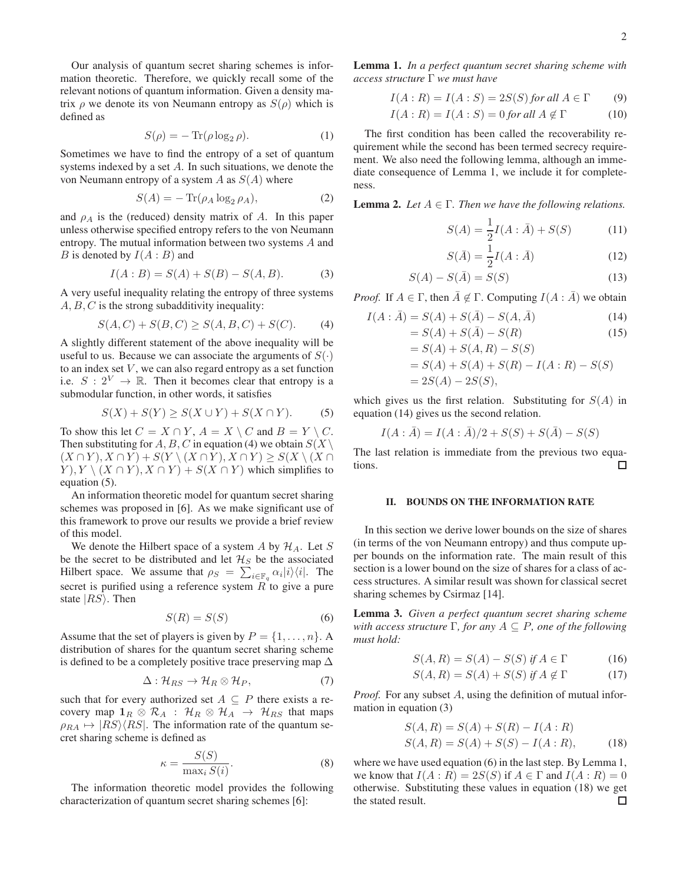Our analysis of quantum secret sharing schemes is information theoretic. Therefore, we quickly recall some of the relevant notions of quantum information. Given a density matrix $\rho$ we denote its von Neumann entropy as $S(\rho)$ which is defined as

$$S(\rho) = -\operatorname{Tr}(\rho \log_2 \rho). \tag{1}$$

Sometimes we have to find the entropy of a set of quantum systems indexed by a set $A$. In such situations, we denote the von Neumann entropy of a system $A$ as $S(A)$ where

$$S(A) = -\operatorname{Tr}(\rho_A \log_2 \rho_A), \tag{2}$$

and $\rho_A$ is the (reduced) density matrix of $A$. In this paper unless otherwise specified entropy refers to the von Neumann entropy. The mutual information between two systems $A$ and $B$ is denoted by $I(A : B)$ and

$$I(A : B) = S(A) + S(B) - S(A, B). \tag{3}$$

A very useful inequality relating the entropy of three systems $A, B, C$ is the strong subadditivity inequality:

$$S(A, C) + S(B, C) \geq S(A, B, C) + S(C). \tag{4}$$

A slightly different statement of the above inequality will be useful to us. Because we can associate the arguments of $S(\cdot)$ to an index set $V$, we can also regard entropy as a set function i.e. $S : 2^V \to \mathbb{R}$. Then it becomes clear that entropy is a submodular function, in other words, it satisfies

$$S(X) + S(Y) \geq S(X \cup Y) + S(X \cap Y). \tag{5}$$

To show this let $C = X \cap Y$, $A = X \setminus C$ and $B = Y \setminus C$. Then substituting for $A, B, C$ in equation (4) we obtain $S(X \setminus (X \cap Y), X \cap Y) + S(Y \setminus (X \cap Y), X \cap Y) \geq S(X \setminus (X \cap Y), Y \setminus (X \cap Y), X \cap Y) + S(X \cap Y)$ which simplifies to equation (5).

An information theoretic model for quantum secret sharing schemes was proposed in [6]. As we make significant use of this framework to prove our results we provide a brief review of this model.

We denote the Hilbert space of a system $A$ by $\mathcal{H}_A$. Let $S$ be the secret to be distributed and let $\mathcal{H}_S$ be the associated Hilbert space. We assume that $\rho_S = \sum_{i \in \mathbb{F}_q} \alpha_i |i\rangle\langle i|$. The secret is purified using a reference system $R$ to give a pure state $|RS\rangle$. Then

$$S(R) = S(S) \tag{6}$$

Assume that the set of players is given by $P = \{1, \ldots, n\}$. A distribution of shares for the quantum secret sharing scheme is defined to be a completely positive trace preserving map $\Delta$

$$\Delta : \mathcal{H}_{RS} \to \mathcal{H}_R \otimes \mathcal{H}_P, \tag{7}$$

such that for every authorized set $A \subseteq P$ there exists a recovery map $\mathbf{1}_R \otimes \mathcal{R}_A : \mathcal{H}_R \otimes \mathcal{H}_A \to \mathcal{H}_{RS}$ that maps $\rho_{RA} \mapsto |RS\rangle\langle RS|$. The information rate of the quantum secret sharing scheme is defined as

$$\kappa = \frac{S(S)}{\max_i S(i)}. \tag{8}$$

The information theoretic model provides the following characterization of quantum secret sharing schemes [6]:

**Lemma 1.** *In a perfect quantum secret sharing scheme with access structure* $\Gamma$ *we must have*

$$I(A : R) = I(A : S) = 2S(S) \text{ for all } A \in \Gamma \tag{9}$$

$$I(A : R) = I(A : S) = 0 \text{ for all } A \notin \Gamma \tag{10}$$

The first condition has been called the recoverability requirement while the second has been termed secrecy requirement. We also need the following lemma, although an immediate consequence of Lemma 1, we include it for completeness.

**Lemma 2.** *Let* $A \in \Gamma$. *Then we have the following relations.*

$$S(A) = \frac{1}{2} I(A : \bar{A}) + S(S) \tag{11}$$

$$S(\bar{A}) = \frac{1}{2} I(A : \bar{A}) \tag{12}$$

$$S(A) - S(\bar{A}) = S(S) \tag{13}$$

*Proof.* If $A \in \Gamma$, then $\bar{A} \notin \Gamma$. Computing $I(A : \bar{A})$ we obtain

$$\begin{aligned}
I(A : \bar{A}) &= S(A) + S(\bar{A}) - S(A, \bar{A}) && (14)\\
&= S(A) + S(\bar{A}) - S(R) && (15)\\
&= S(A) + S(A, R) - S(S)\\
&= S(A) + S(A) + S(R) - I(A : R) - S(S)\\
&= 2S(A) - 2S(S),
\end{aligned}$$

which gives us the first relation. Substituting for $S(A)$ in equation (14) gives us the second relation.

$$I(A : \bar{A}) = I(A : \bar{A})/2 + S(S) + S(\bar{A}) - S(S)$$

The last relation is immediate from the previous two equations. ☐

## II. BOUNDS ON THE INFORMATION RATE

In this section we derive lower bounds on the size of shares (in terms of the von Neumann entropy) and thus compute upper bounds on the information rate. The main result of this section is a lower bound on the size of shares for a class of access structures. A similar result was shown for classical secret sharing schemes by Csirmaz [14].

**Lemma 3.** *Given a perfect quantum secret sharing scheme with access structure* $\Gamma$, *for any* $A \subseteq P$, *one of the following must hold:*

$$S(A, R) = S(A) - S(S) \text{ if } A \in \Gamma \tag{16}$$

$$S(A, R) = S(A) + S(S) \text{ if } A \notin \Gamma \tag{17}$$

*Proof.* For any subset $A$, using the definition of mutual information in equation (3)

$$\begin{aligned}
S(A, R) &= S(A) + S(R) - I(A : R)\\
S(A, R) &= S(A) + S(S) - I(A : R), && (18)
\end{aligned}$$

where we have used equation (6) in the last step. By Lemma 1, we know that $I(A : R) = 2S(S)$ if $A \in \Gamma$ and $I(A : R) = 0$ otherwise. Substituting these values in equation (18) we get the stated result. ☐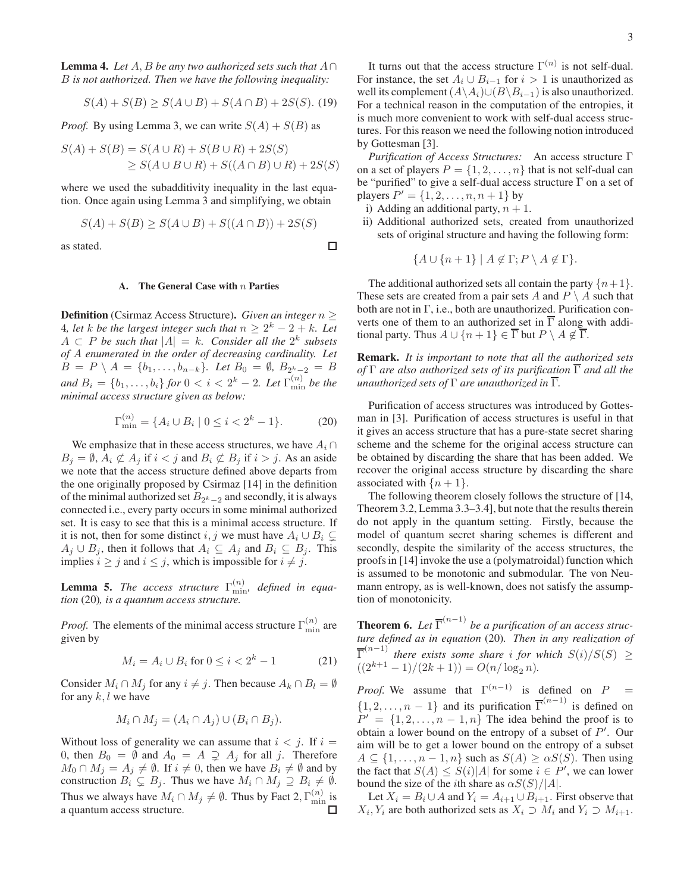**Lemma 4.** *Let $A, B$ be any two authorized sets such that $A \cap B$ is not authorized. Then we have the following inequality:*

$$S(A) + S(B) \geq S(A \cup B) + S(A \cap B) + 2S(S). \quad (19)$$

*Proof.* By using Lemma 3, we can write $S(A) + S(B)$ as

$$\begin{aligned} S(A) + S(B) &= S(A \cup R) + S(B \cup R) + 2S(S) \\ &\geq S(A \cup B \cup R) + S((A \cap B) \cup R) + 2S(S) \end{aligned}$$

where we used the subadditivity inequality in the last equation. Once again using Lemma 3 and simplifying, we obtain

$$S(A) + S(B) \geq S(A \cup B) + S((A \cap B)) + 2S(S)$$

as stated. □

### A. The General Case with $n$ Parties

**Definition** (Csirmaz Access Structure)**.** *Given an integer $n \geq 4$, let $k$ be the largest integer such that $n \geq 2^k - 2 + k$. Let $A \subset P$ be such that $|A| = k$. Consider all the $2^k$ subsets of $A$ enumerated in the order of decreasing cardinality. Let $B = P \setminus A = \{b_1, \ldots, b_{n-k}\}$. Let $B_0 = \emptyset$, $B_{2^k-2} = B$ and $B_i = \{b_1, \ldots, b_i\}$ for $0 < i < 2^k - 2$. Let $\Gamma_{\min}^{(n)}$ be the minimal access structure given as below:*

$$\Gamma_{\min}^{(n)} = \{A_i \cup B_i \mid 0 \leq i < 2^k - 1\}. \quad (20)$$

We emphasize that in these access structures, we have $A_i \cap B_j = \emptyset$, $A_i \not\subset A_j$ if $i < j$ and $B_i \not\subset B_j$ if $i > j$. As an aside we note that the access structure defined above departs from the one originally proposed by Csirmaz [14] in the definition of the minimal authorized set $B_{2^k-2}$ and secondly, it is always connected i.e., every party occurs in some minimal authorized set. It is easy to see that this is a minimal access structure. If it is not, then for some distinct $i, j$ we must have $A_i \cup B_i \subsetneq A_j \cup B_j$, then it follows that $A_i \subseteq A_j$ and $B_i \subseteq B_j$. This implies $i \geq j$ and $i \leq j$, which is impossible for $i \neq j$.

**Lemma 5.** *The access structure $\Gamma_{\min}^{(n)}$, defined in equation* (20)*, is a quantum access structure.*

*Proof.* The elements of the minimal access structure $\Gamma_{\min}^{(n)}$ are given by

$$M_i = A_i \cup B_i \text{ for } 0 \leq i < 2^k - 1 \quad (21)$$

Consider $M_i \cap M_j$ for any $i \neq j$. Then because $A_k \cap B_l = \emptyset$ for any $k, l$ we have

$$M_i \cap M_j = (A_i \cap A_j) \cup (B_i \cap B_j).$$

Without loss of generality we can assume that $i < j$. If $i = 0$, then $B_0 = \emptyset$ and $A_0 = A \supsetneq A_j$ for all $j$. Therefore $M_0 \cap M_j = A_j \neq \emptyset$. If $i \neq 0$, then we have $B_i \neq \emptyset$ and by construction $B_i \subsetneq B_j$. Thus we have $M_i \cap M_j \supseteq B_i \neq \emptyset$. Thus we always have $M_i \cap M_j \neq \emptyset$. Thus by Fact 2, $\Gamma_{\min}^{(n)}$ is a quantum access structure. □

It turns out that the access structure $\Gamma^{(n)}$ is not self-dual. For instance, the set $A_i \cup B_{i-1}$ for $i > 1$ is unauthorized as well its complement $(A \setminus A_i) \cup (B \setminus B_{i-1})$ is also unauthorized. For a technical reason in the computation of the entropies, it is much more convenient to work with self-dual access structures. For this reason we need the following notion introduced by Gottesman [3].

*Purification of Access Structures:* An access structure $\Gamma$ on a set of players $P = \{1, 2, \ldots, n\}$ that is not self-dual can be "purified" to give a self-dual access structure $\overline{\Gamma}$ on a set of players $P' = \{1, 2, \ldots, n, n+1\}$ by

i) Adding an additional party, $n + 1$.
ii) Additional authorized sets, created from unauthorized sets of original structure and having the following form:

$$\{A \cup \{n+1\} \mid A \notin \Gamma; P \setminus A \notin \Gamma\}.$$

The additional authorized sets all contain the party $\{n+1\}$. These sets are created from a pair sets $A$ and $P \setminus A$ such that both are not in $\Gamma$, i.e., both are unauthorized. Purification converts one of them to an authorized set in $\overline{\Gamma}$ along with additional party. Thus $A \cup \{n+1\} \in \overline{\Gamma}$ but $P \setminus A \notin \overline{\Gamma}$.

**Remark.** *It is important to note that all the authorized sets of $\Gamma$ are also authorized sets of its purification $\overline{\Gamma}$ and all the unauthorized sets of $\Gamma$ are unauthorized in $\overline{\Gamma}$.*

Purification of access structures was introduced by Gottesman in [3]. Purification of access structures is useful in that it gives an access structure that has a pure-state secret sharing scheme and the scheme for the original access structure can be obtained by discarding the share that has been added. We recover the original access structure by discarding the share associated with $\{n + 1\}$.

The following theorem closely follows the structure of [14, Theorem 3.2, Lemma 3.3–3.4], but note that the results therein do not apply in the quantum setting. Firstly, because the model of quantum secret sharing schemes is different and secondly, despite the similarity of the access structures, the proofs in [14] invoke the use a (polymatroidal) function which is assumed to be monotonic and submodular. The von Neumann entropy, as is well-known, does not satisfy the assumption of monotonicity.

**Theorem 6.** *Let $\overline{\Gamma}^{(n-1)}$ be a purification of an access structure defined as in equation* (20)*. Then in any realization of $\overline{\Gamma}^{(n-1)}$ there exists some share $i$ for which $S(i)/S(S) \geq ((2^{k+1} - 1)/(2k + 1)) = O(n/\log_2 n)$.*

*Proof.* We assume that $\Gamma^{(n-1)}$ is defined on $P = \{1, 2, \ldots, n-1\}$ and its purification $\overline{\Gamma}^{(n-1)}$ is defined on $P' = \{1, 2, \ldots, n-1, n\}$ The idea behind the proof is to obtain a lower bound on the entropy of a subset of $P'$. Our aim will be to get a lower bound on the entropy of a subset $A \subseteq \{1, \ldots, n-1, n\}$ such as $S(A) \geq \alpha S(S)$. Then using the fact that $S(A) \leq S(i)|A|$ for some $i \in P'$, we can lower bound the size of the $i$th share as $\alpha S(S)/|A|$.

Let $X_i = B_i \cup A$ and $Y_i = A_{i+1} \cup B_{i+1}$. First observe that $X_i, Y_i$ are both authorized sets as $X_i \supset M_i$ and $Y_i \supset M_{i+1}$.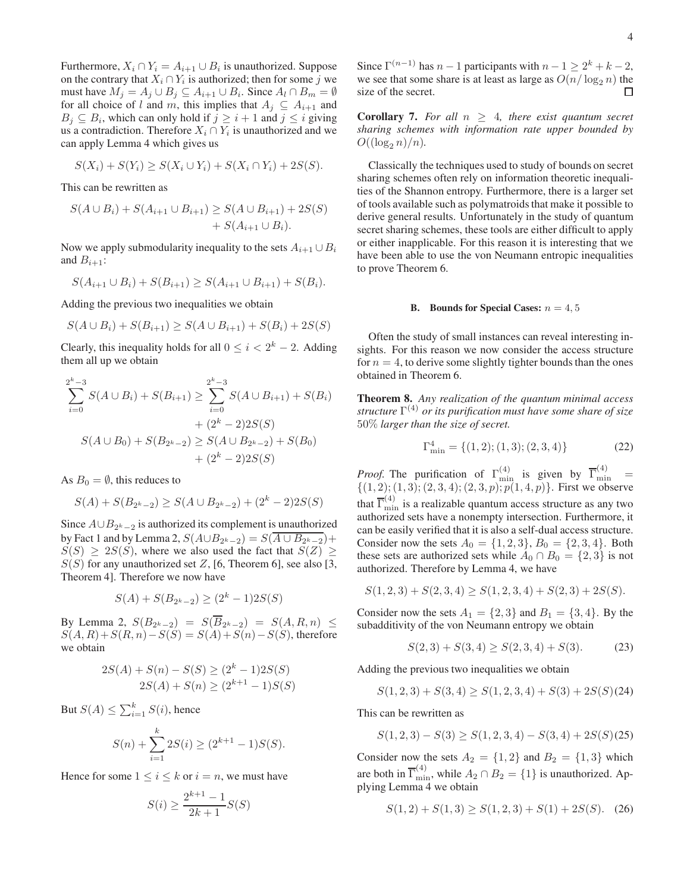Furthermore, $X_i \cap Y_i = A_{i+1} \cup B_i$ is unauthorized. Suppose on the contrary that $X_i \cap Y_i$ is authorized; then for some $j$ we must have $M_j = A_j \cup B_j \subseteq A_{i+1} \cup B_i$. Since $A_l \cap B_m = \emptyset$ for all choice of $l$ and $m$, this implies that $A_j \subseteq A_{i+1}$ and $B_j \subseteq B_i$, which can only hold if $j \geq i+1$ and $j \leq i$ giving us a contradiction. Therefore $X_i \cap Y_i$ is unauthorized and we can apply Lemma 4 which gives us

$$S(X_i) + S(Y_i) \geq S(X_i \cup Y_i) + S(X_i \cap Y_i) + 2S(S).$$

This can be rewritten as

$$S(A \cup B_i) + S(A_{i+1} \cup B_{i+1}) \geq S(A \cup B_{i+1}) + 2S(S) + S(A_{i+1} \cup B_i).$$

Now we apply submodularity inequality to the sets $A_{i+1} \cup B_i$ and $B_{i+1}$:

$$S(A_{i+1} \cup B_i) + S(B_{i+1}) \geq S(A_{i+1} \cup B_{i+1}) + S(B_i).$$

Adding the previous two inequalities we obtain

$$S(A \cup B_i) + S(B_{i+1}) \geq S(A \cup B_{i+1}) + S(B_i) + 2S(S)$$

Clearly, this inequality holds for all $0 \leq i < 2^k - 2$. Adding them all up we obtain

$$\sum_{i=0}^{2^k-3} S(A \cup B_i) + S(B_{i+1}) \geq \sum_{i=0}^{2^k-3} S(A \cup B_{i+1}) + S(B_i) + (2^k - 2)2S(S)$$

$$S(A \cup B_0) + S(B_{2^k-2}) \geq S(A \cup B_{2^k-2}) + S(B_0) + (2^k - 2)2S(S)$$

As $B_0 = \emptyset$, this reduces to

$$S(A) + S(B_{2^k-2}) \geq S(A \cup B_{2^k-2}) + (2^k - 2)2S(S)$$

Since $A \cup B_{2^k-2}$ is authorized its complement is unauthorized by Fact 1 and by Lemma 2, $S(A \cup B_{2^k-2}) = S(\overline{A \cup B_{2^k-2}}) + S(S) \geq 2S(S)$, where we also used the fact that $S(Z) \geq S(S)$ for any unauthorized set $Z$, [6, Theorem 6], see also [3, Theorem 4]. Therefore we now have

$$S(A) + S(B_{2^k-2}) \geq (2^k - 1)2S(S)$$

By Lemma 2, $S(B_{2^k-2}) = S(\overline{B}_{2^k-2}) = S(A, R, n) \leq S(A, R) + S(R, n) - S(S) = S(A) + S(n) - S(S)$, therefore we obtain

$$2S(A) + S(n) - S(S) \geq (2^k - 1)2S(S)$$
$$2S(A) + S(n) \geq (2^{k+1} - 1)S(S)$$

But $S(A) \leq \sum_{i=1}^{k} S(i)$, hence

$$S(n) + \sum_{i=1}^{k} 2S(i) \geq (2^{k+1} - 1)S(S).$$

Hence for some $1 \leq i \leq k$ or $i = n$, we must have

$$S(i) \geq \frac{2^{k+1} - 1}{2k + 1} S(S)$$

Since $\Gamma^{(n-1)}$ has $n-1$ participants with $n - 1 \geq 2^k + k - 2$, we see that some share is at least as large as $O(n/\log_2 n)$ the size of the secret. $\square$

**Corollary 7.** *For all $n \geq 4$, there exist quantum secret sharing schemes with information rate upper bounded by $O((\log_2 n)/n)$.*

Classically the techniques used to study of bounds on secret sharing schemes often rely on information theoretic inequalities of the Shannon entropy. Furthermore, there is a larger set of tools available such as polymatroids that make it possible to derive general results. Unfortunately in the study of quantum secret sharing schemes, these tools are either difficult to apply or either inapplicable. For this reason it is interesting that we have been able to use the von Neumann entropic inequalities to prove Theorem 6.

### B. Bounds for Special Cases: $n = 4, 5$

Often the study of small instances can reveal interesting insights. For this reason we now consider the access structure for $n = 4$, to derive some slightly tighter bounds than the ones obtained in Theorem 6.

**Theorem 8.** *Any realization of the quantum minimal access structure $\Gamma^{(4)}$ or its purification must have some share of size 50% larger than the size of secret.*

$$\Gamma^4_{\min} = \{(1,2); (1,3); (2,3,4)\} \tag{22}$$

*Proof.* The purification of $\Gamma^{(4)}_{\min}$ is given by $\overline{\Gamma}^{(4)}_{\min} = \{(1,2); (1,3); (2,3,4); (2,3,p); p(1,4,p)\}$. First we observe that $\overline{\Gamma}^{(4)}_{\min}$ is a realizable quantum access structure as any two authorized sets have a nonempty intersection. Furthermore, it can be easily verified that it is also a self-dual access structure. Consider now the sets $A_0 = \{1,2,3\}$, $B_0 = \{2,3,4\}$. Both these sets are authorized sets while $A_0 \cap B_0 = \{2,3\}$ is not authorized. Therefore by Lemma 4, we have

$$S(1,2,3) + S(2,3,4) \geq S(1,2,3,4) + S(2,3) + 2S(S).$$

Consider now the sets $A_1 = \{2,3\}$ and $B_1 = \{3,4\}$. By the subadditivity of the von Neumann entropy we obtain

$$S(2,3) + S(3,4) \geq S(2,3,4) + S(3). \tag{23}$$

Adding the previous two inequalities we obtain

$$S(1,2,3) + S(3,4) \geq S(1,2,3,4) + S(3) + 2S(S) \tag{24}$$

This can be rewritten as

$$S(1,2,3) - S(3) \geq S(1,2,3,4) - S(3,4) + 2S(S) \tag{25}$$

Consider now the sets $A_2 = \{1,2\}$ and $B_2 = \{1,3\}$ which are both in $\overline{\Gamma}^{(4)}_{\min}$, while $A_2 \cap B_2 = \{1\}$ is unauthorized. Applying Lemma 4 we obtain

$$S(1,2) + S(1,3) \geq S(1,2,3) + S(1) + 2S(S). \tag{26}$$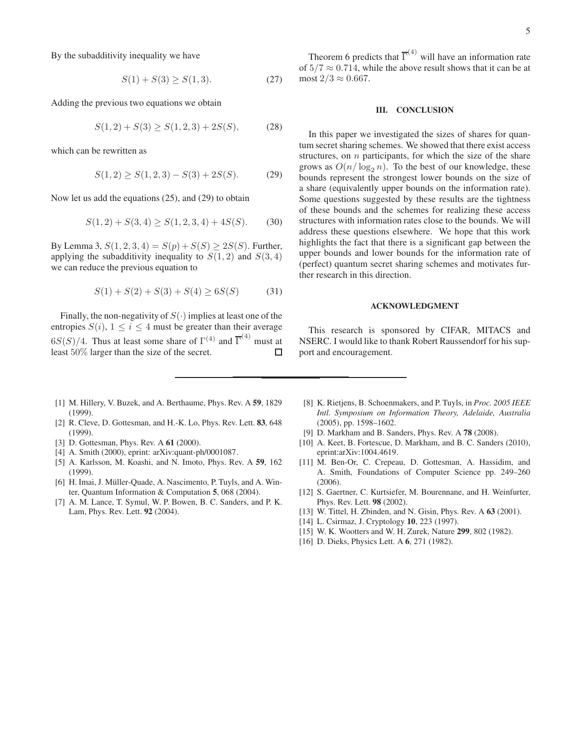By the subadditivity inequality we have

$$S(1) + S(3) \geq S(1,3). \tag{27}$$

Adding the previous two equations we obtain

$$S(1,2) + S(3) \geq S(1,2,3) + 2S(S), \tag{28}$$

which can be rewritten as

$$S(1,2) \geq S(1,2,3) - S(3) + 2S(S). \tag{29}$$

Now let us add the equations (25), and (29) to obtain

$$S(1,2) + S(3,4) \geq S(1,2,3,4) + 4S(S). \tag{30}$$

By Lemma 3, $S(1,2,3,4) = S(p) + S(S) \geq 2S(S)$. Further, applying the subadditivity inequality to $S(1,2)$ and $S(3,4)$ we can reduce the previous equation to

$$S(1) + S(2) + S(3) + S(4) \geq 6S(S) \tag{31}$$

Finally, the non-negativity of $S(\cdot)$ implies at least one of the entropies $S(i)$, $1 \leq i \leq 4$ must be greater than their average $6S(S)/4$. Thus at least some share of $\Gamma^{(4)}$ and $\overline{\Gamma}^{(4)}$ must at least 50% larger than the size of the secret. □

Theorem 6 predicts that $\overline{\Gamma}^{(4)}$ will have an information rate of $5/7 \approx 0.714$, while the above result shows that it can be at most $2/3 \approx 0.667$.

## III. CONCLUSION

In this paper we investigated the sizes of shares for quantum secret sharing schemes. We showed that there exist access structures, on $n$ participants, for which the size of the share grows as $O(n/\log_2 n)$. To the best of our knowledge, these bounds represent the strongest lower bounds on the size of a share (equivalently upper bounds on the information rate). Some questions suggested by these results are the tightness of these bounds and the schemes for realizing these access structures with information rates close to the bounds. We will address these questions elsewhere. We hope that this work highlights the fact that there is a significant gap between the upper bounds and lower bounds for the information rate of (perfect) quantum secret sharing schemes and motivates further research in this direction.

## ACKNOWLEDGMENT

This research is sponsored by CIFAR, MITACS and NSERC. I would like to thank Robert Raussendorf for his support and encouragement.

---

[1] M. Hillery, V. Buzek, and A. Berthaume, Phys. Rev. A **59**, 1829 (1999).

[2] R. Cleve, D. Gottesman, and H.-K. Lo, Phys. Rev. Lett. **83**, 648 (1999).

[3] D. Gottesman, Phys. Rev. A **61** (2000).

[4] A. Smith (2000), eprint: arXiv:quant-ph/0001087.

[5] A. Karlsson, M. Koashi, and N. Imoto, Phys. Rev. A **59**, 162 (1999).

[6] H. Imai, J. Müller-Quade, A. Nascimento, P. Tuyls, and A. Winter, Quantum Information & Computation **5**, 068 (2004).

[7] A. M. Lance, T. Symul, W. P. Bowen, B. C. Sanders, and P. K. Lam, Phys. Rev. Lett. **92** (2004).

[8] K. Rietjens, B. Schoenmakers, and P. Tuyls, in *Proc. 2005 IEEE Intl. Symposium on Information Theory, Adelaide, Australia* (2005), pp. 1598–1602.

[9] D. Markham and B. Sanders, Phys. Rev. A **78** (2008).

[10] A. Keet, B. Fortescue, D. Markham, and B. C. Sanders (2010), eprint:arXiv:1004.4619.

[11] M. Ben-Or, C. Crepeau, D. Gottesman, A. Hassidim, and A. Smith, Foundations of Computer Science pp. 249–260 (2006).

[12] S. Gaertner, C. Kurtsiefer, M. Bourennane, and H. Weinfurter, Phys. Rev. Lett. **98** (2002).

[13] W. Tittel, H. Zbinden, and N. Gisin, Phys. Rev. A **63** (2001).

[14] L. Csirmaz, J. Cryptology **10**, 223 (1997).

[15] W. K. Wootters and W. H. Zurek, Nature **299**, 802 (1982).

[16] D. Dieks, Physics Lett. A **6**, 271 (1982).